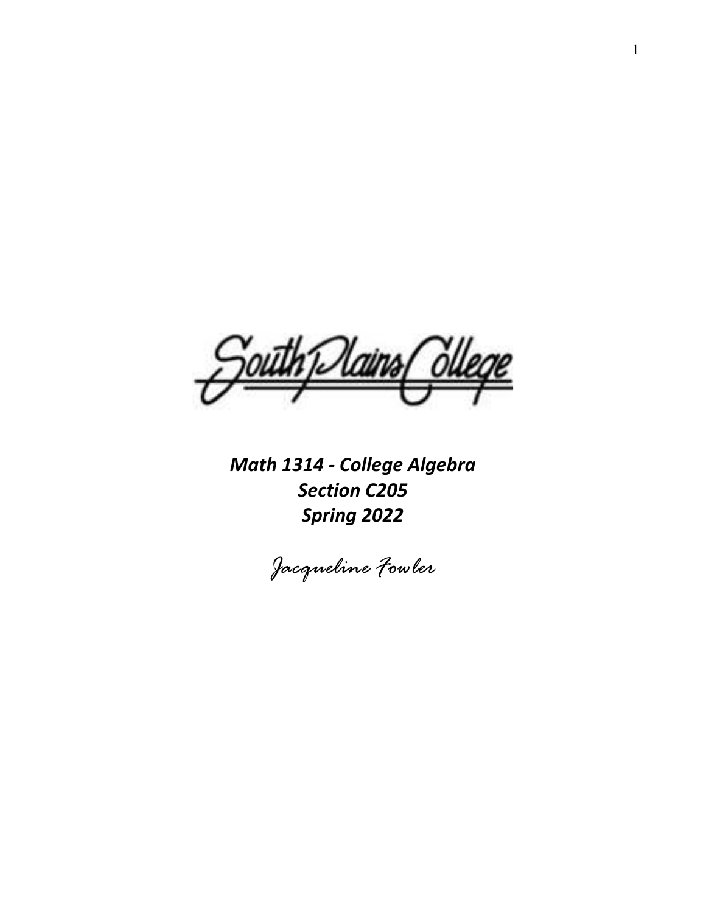South Plains College

***Math 1314 - College Algebra***
***Section C205***
***Spring 2022***

*Jacqueline Fowler*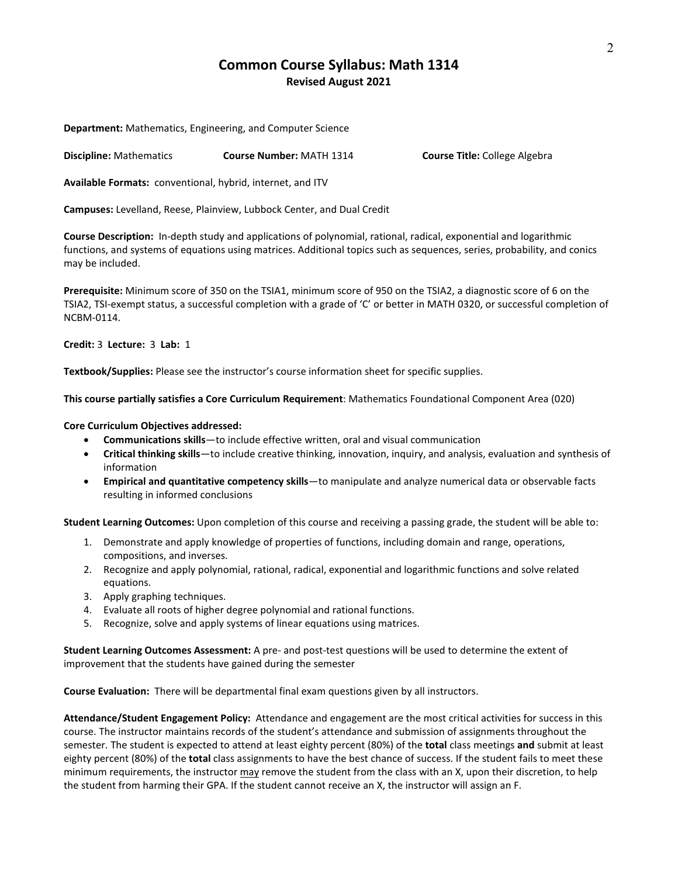# Common Course Syllabus: Math 1314

**Revised August 2021**

**Department:** Mathematics, Engineering, and Computer Science

**Discipline:** Mathematics **Course Number:** MATH 1314 **Course Title:** College Algebra

**Available Formats:** conventional, hybrid, internet, and ITV

**Campuses:** Levelland, Reese, Plainview, Lubbock Center, and Dual Credit

**Course Description:** In-depth study and applications of polynomial, rational, radical, exponential and logarithmic functions, and systems of equations using matrices. Additional topics such as sequences, series, probability, and conics may be included.

**Prerequisite:** Minimum score of 350 on the TSIA1, minimum score of 950 on the TSIA2, a diagnostic score of 6 on the TSIA2, TSI-exempt status, a successful completion with a grade of 'C' or better in MATH 0320, or successful completion of NCBM-0114.

**Credit:** 3 **Lecture:** 3 **Lab:** 1

**Textbook/Supplies:** Please see the instructor's course information sheet for specific supplies.

**This course partially satisfies a Core Curriculum Requirement**: Mathematics Foundational Component Area (020)

**Core Curriculum Objectives addressed:**

- **Communications skills**—to include effective written, oral and visual communication
- **Critical thinking skills**—to include creative thinking, innovation, inquiry, and analysis, evaluation and synthesis of information
- **Empirical and quantitative competency skills**—to manipulate and analyze numerical data or observable facts resulting in informed conclusions

**Student Learning Outcomes:** Upon completion of this course and receiving a passing grade, the student will be able to:

1. Demonstrate and apply knowledge of properties of functions, including domain and range, operations, compositions, and inverses.
2. Recognize and apply polynomial, rational, radical, exponential and logarithmic functions and solve related equations.
3. Apply graphing techniques.
4. Evaluate all roots of higher degree polynomial and rational functions.
5. Recognize, solve and apply systems of linear equations using matrices.

**Student Learning Outcomes Assessment:** A pre- and post-test questions will be used to determine the extent of improvement that the students have gained during the semester

**Course Evaluation:** There will be departmental final exam questions given by all instructors.

**Attendance/Student Engagement Policy:** Attendance and engagement are the most critical activities for success in this course. The instructor maintains records of the student's attendance and submission of assignments throughout the semester. The student is expected to attend at least eighty percent (80%) of the **total** class meetings **and** submit at least eighty percent (80%) of the **total** class assignments to have the best chance of success. If the student fails to meet these minimum requirements, the instructor may remove the student from the class with an X, upon their discretion, to help the student from harming their GPA. If the student cannot receive an X, the instructor will assign an F.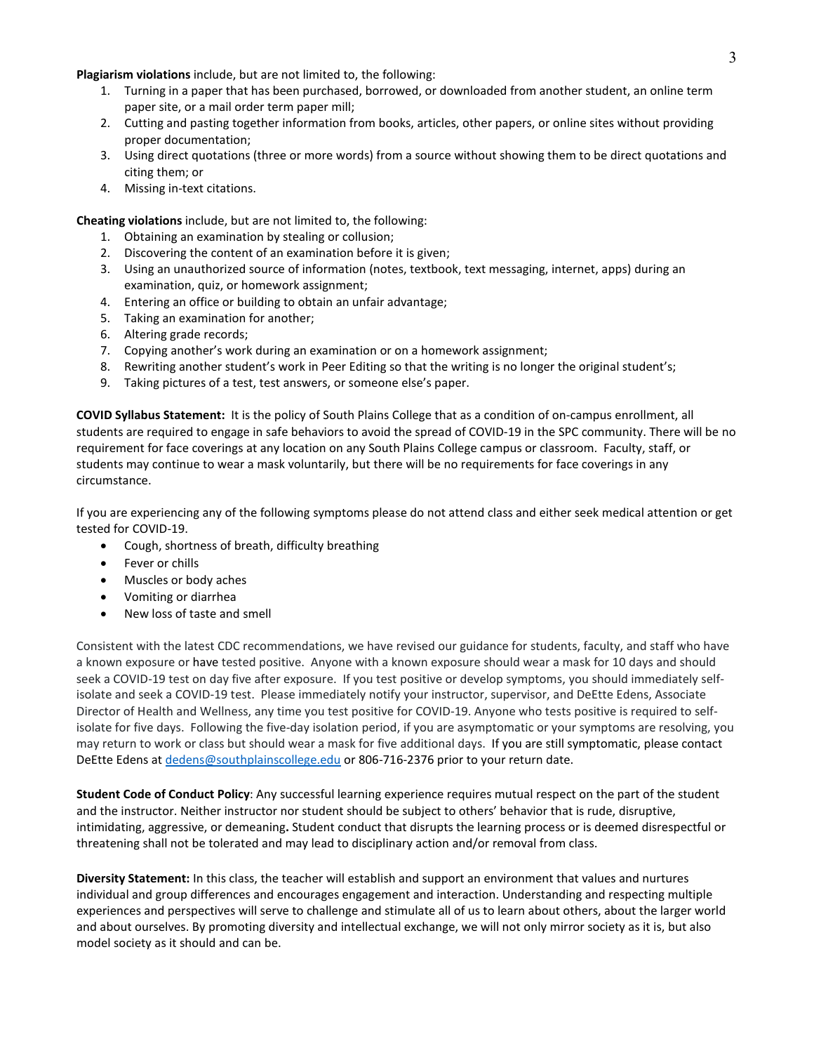**Plagiarism violations** include, but are not limited to, the following:

1. Turning in a paper that has been purchased, borrowed, or downloaded from another student, an online term paper site, or a mail order term paper mill;
2. Cutting and pasting together information from books, articles, other papers, or online sites without providing proper documentation;
3. Using direct quotations (three or more words) from a source without showing them to be direct quotations and citing them; or
4. Missing in-text citations.

**Cheating violations** include, but are not limited to, the following:

1. Obtaining an examination by stealing or collusion;
2. Discovering the content of an examination before it is given;
3. Using an unauthorized source of information (notes, textbook, text messaging, internet, apps) during an examination, quiz, or homework assignment;
4. Entering an office or building to obtain an unfair advantage;
5. Taking an examination for another;
6. Altering grade records;
7. Copying another's work during an examination or on a homework assignment;
8. Rewriting another student's work in Peer Editing so that the writing is no longer the original student's;
9. Taking pictures of a test, test answers, or someone else's paper.

**COVID Syllabus Statement:** It is the policy of South Plains College that as a condition of on-campus enrollment, all students are required to engage in safe behaviors to avoid the spread of COVID-19 in the SPC community. There will be no requirement for face coverings at any location on any South Plains College campus or classroom. Faculty, staff, or students may continue to wear a mask voluntarily, but there will be no requirements for face coverings in any circumstance.

If you are experiencing any of the following symptoms please do not attend class and either seek medical attention or get tested for COVID-19.

- Cough, shortness of breath, difficulty breathing
- Fever or chills
- Muscles or body aches
- Vomiting or diarrhea
- New loss of taste and smell

Consistent with the latest CDC recommendations, we have revised our guidance for students, faculty, and staff who have a known exposure or have tested positive. Anyone with a known exposure should wear a mask for 10 days and should seek a COVID-19 test on day five after exposure. If you test positive or develop symptoms, you should immediately self-isolate and seek a COVID-19 test. Please immediately notify your instructor, supervisor, and DeEtte Edens, Associate Director of Health and Wellness, any time you test positive for COVID-19. Anyone who tests positive is required to self-isolate for five days. Following the five-day isolation period, if you are asymptomatic or your symptoms are resolving, you may return to work or class but should wear a mask for five additional days. If you are still symptomatic, please contact DeEtte Edens at dedens@southplainscollege.edu or 806-716-2376 prior to your return date.

**Student Code of Conduct Policy**: Any successful learning experience requires mutual respect on the part of the student and the instructor. Neither instructor nor student should be subject to others' behavior that is rude, disruptive, intimidating, aggressive, or demeaning**.** Student conduct that disrupts the learning process or is deemed disrespectful or threatening shall not be tolerated and may lead to disciplinary action and/or removal from class.

**Diversity Statement:** In this class, the teacher will establish and support an environment that values and nurtures individual and group differences and encourages engagement and interaction. Understanding and respecting multiple experiences and perspectives will serve to challenge and stimulate all of us to learn about others, about the larger world and about ourselves. By promoting diversity and intellectual exchange, we will not only mirror society as it is, but also model society as it should and can be.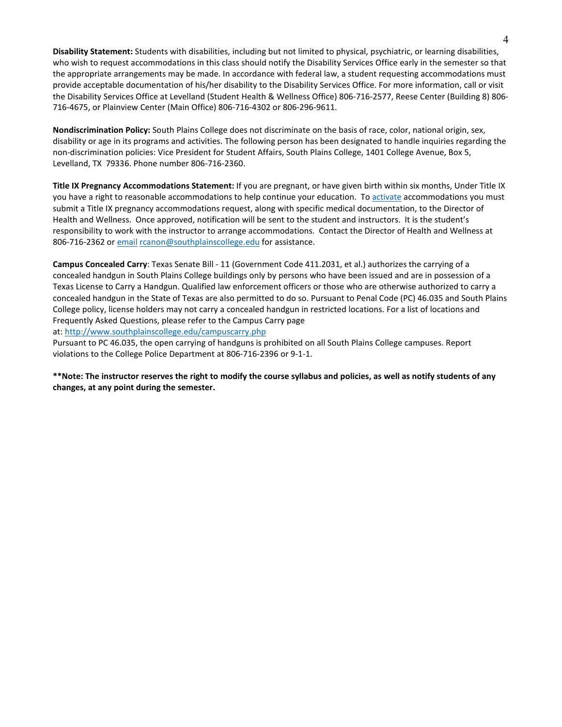**Disability Statement:** Students with disabilities, including but not limited to physical, psychiatric, or learning disabilities, who wish to request accommodations in this class should notify the Disability Services Office early in the semester so that the appropriate arrangements may be made. In accordance with federal law, a student requesting accommodations must provide acceptable documentation of his/her disability to the Disability Services Office. For more information, call or visit the Disability Services Office at Levelland (Student Health & Wellness Office) 806-716-2577, Reese Center (Building 8) 806-716-4675, or Plainview Center (Main Office) 806-716-4302 or 806-296-9611.

**Nondiscrimination Policy:** South Plains College does not discriminate on the basis of race, color, national origin, sex, disability or age in its programs and activities. The following person has been designated to handle inquiries regarding the non-discrimination policies: Vice President for Student Affairs, South Plains College, 1401 College Avenue, Box 5, Levelland, TX 79336. Phone number 806-716-2360.

**Title IX Pregnancy Accommodations Statement:** If you are pregnant, or have given birth within six months, Under Title IX you have a right to reasonable accommodations to help continue your education. To activate accommodations you must submit a Title IX pregnancy accommodations request, along with specific medical documentation, to the Director of Health and Wellness. Once approved, notification will be sent to the student and instructors. It is the student's responsibility to work with the instructor to arrange accommodations. Contact the Director of Health and Wellness at 806-716-2362 or email rcanon@southplainscollege.edu for assistance.

**Campus Concealed Carry**: Texas Senate Bill - 11 (Government Code 411.2031, et al.) authorizes the carrying of a concealed handgun in South Plains College buildings only by persons who have been issued and are in possession of a Texas License to Carry a Handgun. Qualified law enforcement officers or those who are otherwise authorized to carry a concealed handgun in the State of Texas are also permitted to do so. Pursuant to Penal Code (PC) 46.035 and South Plains College policy, license holders may not carry a concealed handgun in restricted locations. For a list of locations and Frequently Asked Questions, please refer to the Campus Carry page at: http://www.southplainscollege.edu/campuscarry.php

Pursuant to PC 46.035, the open carrying of handguns is prohibited on all South Plains College campuses. Report violations to the College Police Department at 806-716-2396 or 9-1-1.

**\*\*Note: The instructor reserves the right to modify the course syllabus and policies, as well as notify students of any changes, at any point during the semester.**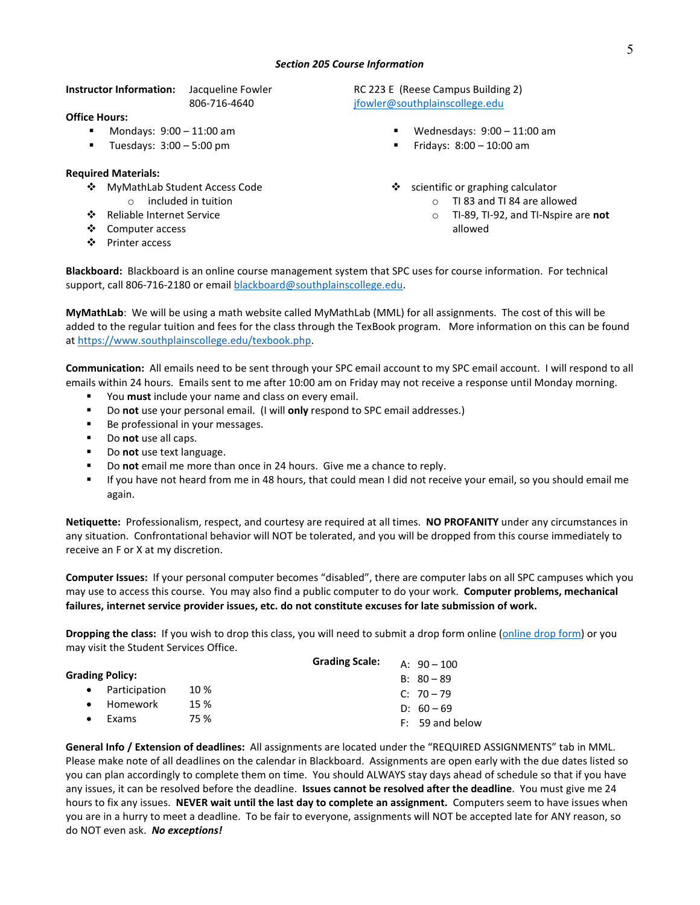### *Section 205 Course Information*

**Instructor Information:** Jacqueline Fowler
806-716-4640
RC 223 E (Reese Campus Building 2)
jfowler@southplainscollege.edu

**Office Hours:**

- Mondays: 9:00 – 11:00 am
- Tuesdays: 3:00 – 5:00 pm
- Wednesdays: 9:00 – 11:00 am
- Fridays: 8:00 – 10:00 am

**Required Materials:**

- MyMathLab Student Access Code
  - included in tuition
- Reliable Internet Service
- Computer access
- Printer access
- scientific or graphing calculator
  - TI 83 and TI 84 are allowed
  - TI-89, TI-92, and TI-Nspire are **not** allowed

**Blackboard:** Blackboard is an online course management system that SPC uses for course information. For technical support, call 806-716-2180 or email blackboard@southplainscollege.edu.

**MyMathLab**: We will be using a math website called MyMathLab (MML) for all assignments. The cost of this will be added to the regular tuition and fees for the class through the TexBook program. More information on this can be found at https://www.southplainscollege.edu/texbook.php.

**Communication:** All emails need to be sent through your SPC email account to my SPC email account. I will respond to all emails within 24 hours. Emails sent to me after 10:00 am on Friday may not receive a response until Monday morning.

- You **must** include your name and class on every email.
- Do **not** use your personal email. (I will **only** respond to SPC email addresses.)
- Be professional in your messages.
- Do **not** use all caps.
- Do **not** use text language.
- Do **not** email me more than once in 24 hours. Give me a chance to reply.
- If you have not heard from me in 48 hours, that could mean I did not receive your email, so you should email me again.

**Netiquette:** Professionalism, respect, and courtesy are required at all times. **NO PROFANITY** under any circumstances in any situation. Confrontational behavior will NOT be tolerated, and you will be dropped from this course immediately to receive an F or X at my discretion.

**Computer Issues:** If your personal computer becomes "disabled", there are computer labs on all SPC campuses which you may use to access this course. You may also find a public computer to do your work. **Computer problems, mechanical failures, internet service provider issues, etc. do not constitute excuses for late submission of work.**

**Dropping the class:** If you wish to drop this class, you will need to submit a drop form online (online drop form) or you may visit the Student Services Office.

**Grading Policy:**

- Participation 10 %
- Homework 15 %
- Exams 75 %

**Grading Scale:**

A: 90 – 100
B: 80 – 89
C: 70 – 79
D: 60 – 69
F: 59 and below

**General Info / Extension of deadlines:** All assignments are located under the "REQUIRED ASSIGNMENTS" tab in MML. Please make note of all deadlines on the calendar in Blackboard. Assignments are open early with the due dates listed so you can plan accordingly to complete them on time. You should ALWAYS stay days ahead of schedule so that if you have any issues, it can be resolved before the deadline. **Issues cannot be resolved after the deadline**. You must give me 24 hours to fix any issues. **NEVER wait until the last day to complete an assignment.** Computers seem to have issues when you are in a hurry to meet a deadline. To be fair to everyone, assignments will NOT be accepted late for ANY reason, so do NOT even ask. ***No exceptions!***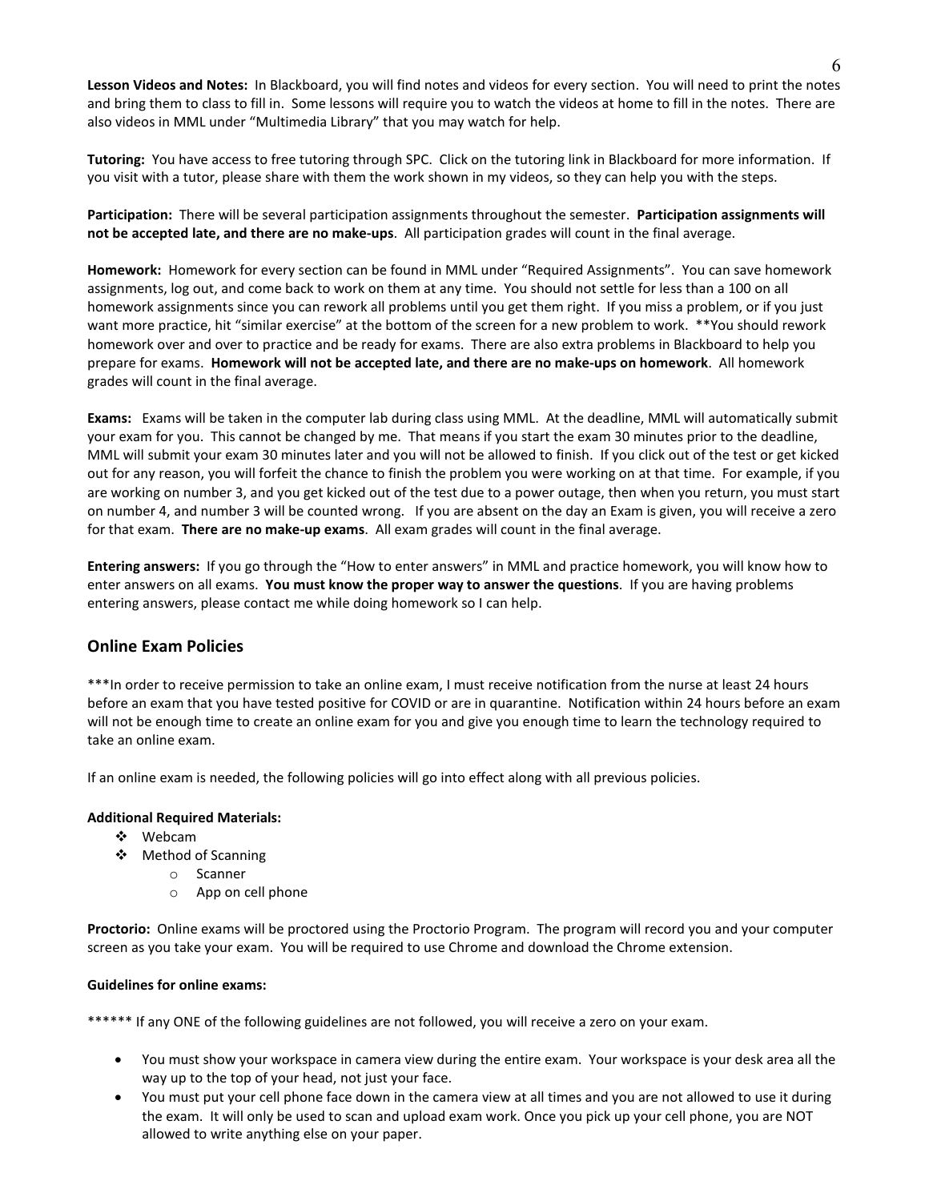**Lesson Videos and Notes:** In Blackboard, you will find notes and videos for every section. You will need to print the notes and bring them to class to fill in. Some lessons will require you to watch the videos at home to fill in the notes. There are also videos in MML under "Multimedia Library" that you may watch for help.

**Tutoring:** You have access to free tutoring through SPC. Click on the tutoring link in Blackboard for more information. If you visit with a tutor, please share with them the work shown in my videos, so they can help you with the steps.

**Participation:** There will be several participation assignments throughout the semester. **Participation assignments will not be accepted late, and there are no make-ups**. All participation grades will count in the final average.

**Homework:** Homework for every section can be found in MML under "Required Assignments". You can save homework assignments, log out, and come back to work on them at any time. You should not settle for less than a 100 on all homework assignments since you can rework all problems until you get them right. If you miss a problem, or if you just want more practice, hit "similar exercise" at the bottom of the screen for a new problem to work. **You should rework homework over and over to practice and be ready for exams. There are also extra problems in Blackboard to help you prepare for exams. **Homework will not be accepted late, and there are no make-ups on homework**. All homework grades will count in the final average.

**Exams:** Exams will be taken in the computer lab during class using MML. At the deadline, MML will automatically submit your exam for you. This cannot be changed by me. That means if you start the exam 30 minutes prior to the deadline, MML will submit your exam 30 minutes later and you will not be allowed to finish. If you click out of the test or get kicked out for any reason, you will forfeit the chance to finish the problem you were working on at that time. For example, if you are working on number 3, and you get kicked out of the test due to a power outage, then when you return, you must start on number 4, and number 3 will be counted wrong. If you are absent on the day an Exam is given, you will receive a zero for that exam. **There are no make-up exams**. All exam grades will count in the final average.

**Entering answers:** If you go through the "How to enter answers" in MML and practice homework, you will know how to enter answers on all exams. **You must know the proper way to answer the questions**. If you are having problems entering answers, please contact me while doing homework so I can help.

## Online Exam Policies

***In order to receive permission to take an online exam, I must receive notification from the nurse at least 24 hours before an exam that you have tested positive for COVID or are in quarantine. Notification within 24 hours before an exam will not be enough time to create an online exam for you and give you enough time to learn the technology required to take an online exam.

If an online exam is needed, the following policies will go into effect along with all previous policies.

**Additional Required Materials:**

- Webcam
- Method of Scanning
  - Scanner
  - App on cell phone

**Proctorio:** Online exams will be proctored using the Proctorio Program. The program will record you and your computer screen as you take your exam. You will be required to use Chrome and download the Chrome extension.

**Guidelines for online exams:**

****** If any ONE of the following guidelines are not followed, you will receive a zero on your exam.

- You must show your workspace in camera view during the entire exam. Your workspace is your desk area all the way up to the top of your head, not just your face.
- You must put your cell phone face down in the camera view at all times and you are not allowed to use it during the exam. It will only be used to scan and upload exam work. Once you pick up your cell phone, you are NOT allowed to write anything else on your paper.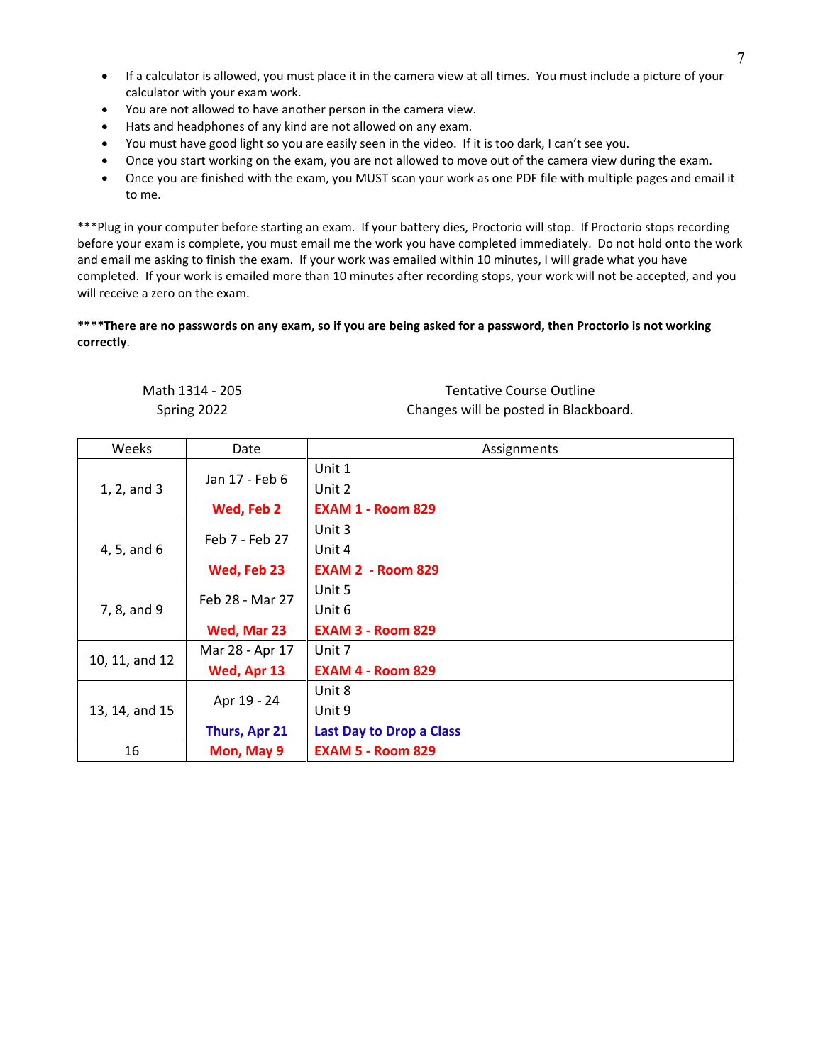- If a calculator is allowed, you must place it in the camera view at all times. You must include a picture of your calculator with your exam work.
- You are not allowed to have another person in the camera view.
- Hats and headphones of any kind are not allowed on any exam.
- You must have good light so you are easily seen in the video. If it is too dark, I can't see you.
- Once you start working on the exam, you are not allowed to move out of the camera view during the exam.
- Once you are finished with the exam, you MUST scan your work as one PDF file with multiple pages and email it to me.

***Plug in your computer before starting an exam. If your battery dies, Proctorio will stop. If Proctorio stops recording before your exam is complete, you must email me the work you have completed immediately. Do not hold onto the work and email me asking to finish the exam. If your work was emailed within 10 minutes, I will grade what you have completed. If your work is emailed more than 10 minutes after recording stops, your work will not be accepted, and you will receive a zero on the exam.

**\*\*\*\*There are no passwords on any exam, so if you are being asked for a password, then Proctorio is not working correctly**.

Math 1314 - 205
Spring 2022

Tentative Course Outline
Changes will be posted in Blackboard.

| Weeks | Date | Assignments |
|---|---|---|
| 1, 2, and 3 | Jan 17 - Feb 6<br>**Wed, Feb 2** | Unit 1<br>Unit 2<br>**EXAM 1 - Room 829** |
| 4, 5, and 6 | Feb 7 - Feb 27<br>**Wed, Feb 23** | Unit 3<br>Unit 4<br>**EXAM 2 - Room 829** |
| 7, 8, and 9 | Feb 28 - Mar 27<br>**Wed, Mar 23** | Unit 5<br>Unit 6<br>**EXAM 3 - Room 829** |
| 10, 11, and 12 | Mar 28 - Apr 17<br>**Wed, Apr 13** | Unit 7<br>**EXAM 4 - Room 829** |
| 13, 14, and 15 | Apr 19 - 24<br>**Thurs, Apr 21** | Unit 8<br>Unit 9<br>**Last Day to Drop a Class** |
| 16 | **Mon, May 9** | **EXAM 5 - Room 829** |